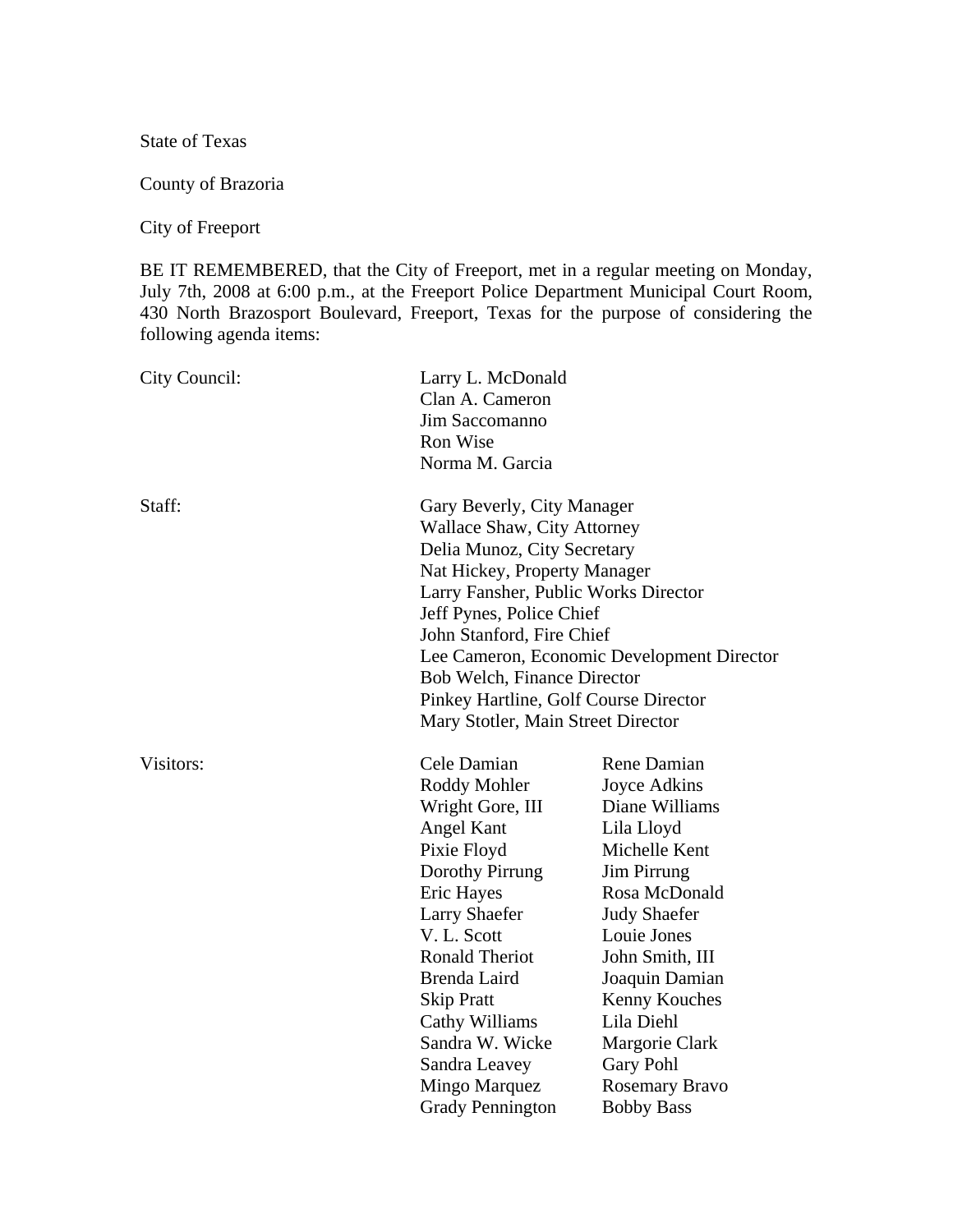State of Texas

County of Brazoria

City of Freeport

BE IT REMEMBERED, that the City of Freeport, met in a regular meeting on Monday, July 7th, 2008 at 6:00 p.m., at the Freeport Police Department Municipal Court Room, 430 North Brazosport Boulevard, Freeport, Texas for the purpose of considering the following agenda items:

City Council:

- Larry L. McDonald
- Clan A. Cameron
- Jim Saccomanno
- Ron Wise
- Norma M. Garcia

Staff:

- Gary Beverly, City Manager
- Wallace Shaw, City Attorney
- Delia Munoz, City Secretary
- Nat Hickey, Property Manager
- Larry Fansher, Public Works Director
- Jeff Pynes, Police Chief
- John Stanford, Fire Chief
- Lee Cameron, Economic Development Director
- Bob Welch, Finance Director
- Pinkey Hartline, Golf Course Director
- Mary Stotler, Main Street Director

Visitors:

| | |
|---|---|
| Cele Damian | Rene Damian |
| Roddy Mohler | Joyce Adkins |
| Wright Gore, III | Diane Williams |
| Angel Kant | Lila Lloyd |
| Pixie Floyd | Michelle Kent |
| Dorothy Pirrung | Jim Pirrung |
| Eric Hayes | Rosa McDonald |
| Larry Shaefer | Judy Shaefer |
| V. L. Scott | Louie Jones |
| Ronald Theriot | John Smith, III |
| Brenda Laird | Joaquin Damian |
| Skip Pratt | Kenny Kouches |
| Cathy Williams | Lila Diehl |
| Sandra W. Wicke | Margorie Clark |
| Sandra Leavey | Gary Pohl |
| Mingo Marquez | Rosemary Bravo |
| Grady Pennington | Bobby Bass |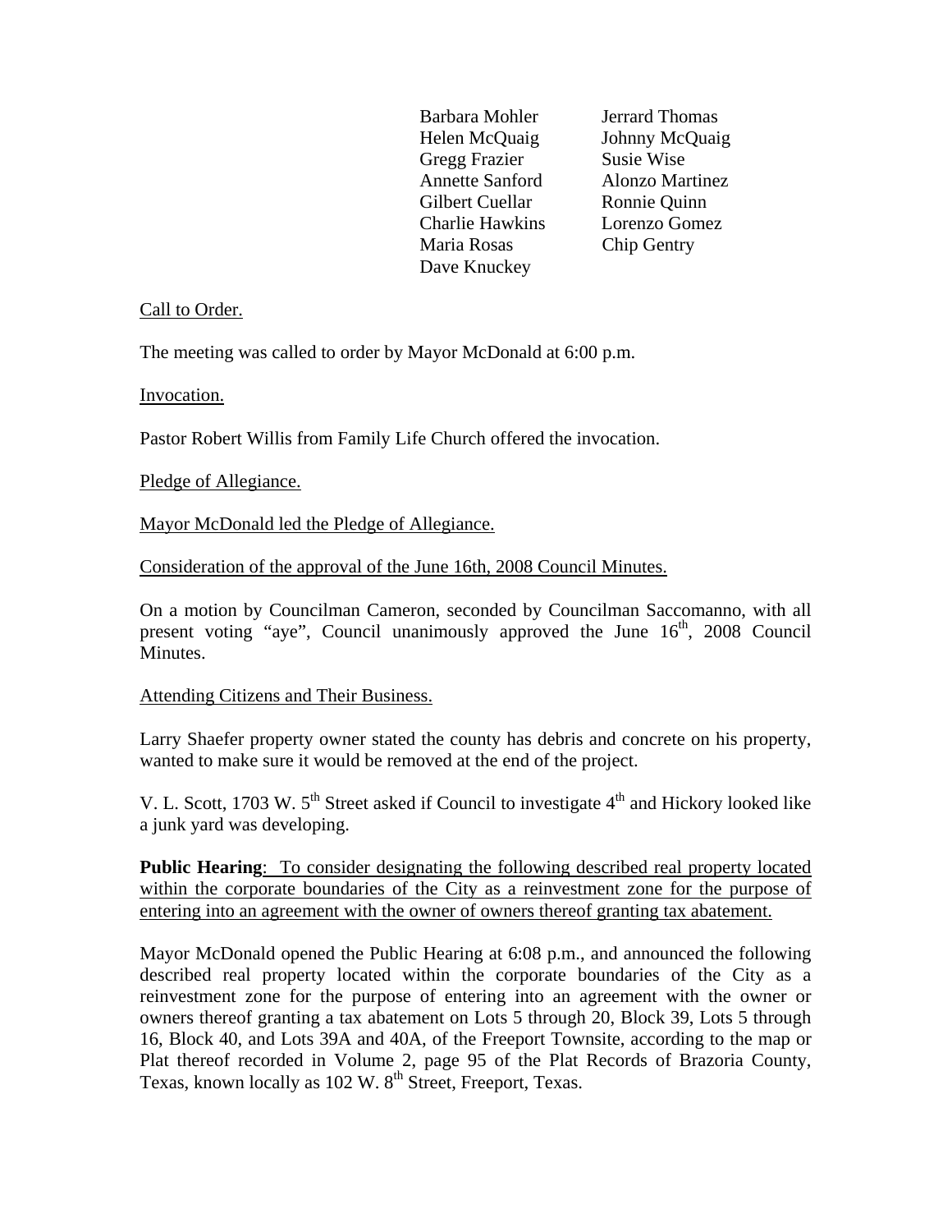| | |
|---|---|
| Barbara Mohler | Jerrard Thomas |
| Helen McQuaig | Johnny McQuaig |
| Gregg Frazier | Susie Wise |
| Annette Sanford | Alonzo Martinez |
| Gilbert Cuellar | Ronnie Quinn |
| Charlie Hawkins | Lorenzo Gomez |
| Maria Rosas | Chip Gentry |
| Dave Knuckey | |

Call to Order.

The meeting was called to order by Mayor McDonald at 6:00 p.m.

Invocation.

Pastor Robert Willis from Family Life Church offered the invocation.

Pledge of Allegiance.

Mayor McDonald led the Pledge of Allegiance.

Consideration of the approval of the June 16th, 2008 Council Minutes.

On a motion by Councilman Cameron, seconded by Councilman Saccomanno, with all present voting "aye", Council unanimously approved the June 16th, 2008 Council Minutes.

Attending Citizens and Their Business.

Larry Shaefer property owner stated the county has debris and concrete on his property, wanted to make sure it would be removed at the end of the project.

V. L. Scott, 1703 W. 5th Street asked if Council to investigate 4th and Hickory looked like a junk yard was developing.

**Public Hearing**: To consider designating the following described real property located within the corporate boundaries of the City as a reinvestment zone for the purpose of entering into an agreement with the owner of owners thereof granting tax abatement.

Mayor McDonald opened the Public Hearing at 6:08 p.m., and announced the following described real property located within the corporate boundaries of the City as a reinvestment zone for the purpose of entering into an agreement with the owner or owners thereof granting a tax abatement on Lots 5 through 20, Block 39, Lots 5 through 16, Block 40, and Lots 39A and 40A, of the Freeport Townsite, according to the map or Plat thereof recorded in Volume 2, page 95 of the Plat Records of Brazoria County, Texas, known locally as 102 W. 8th Street, Freeport, Texas.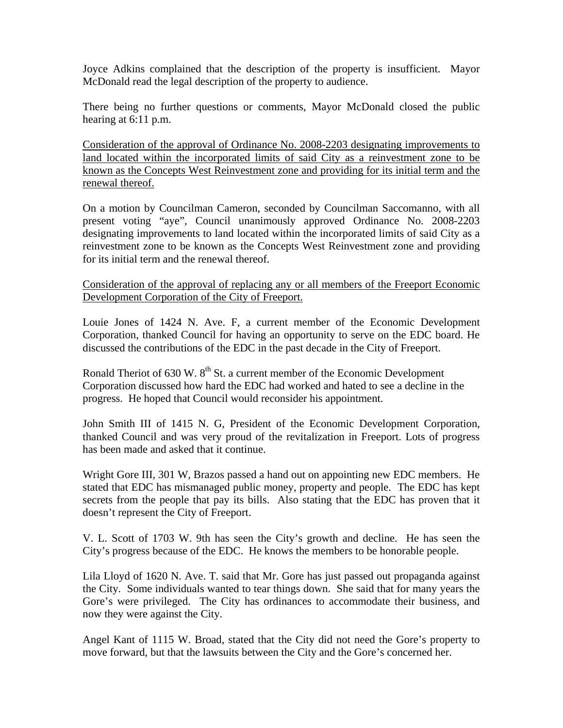Joyce Adkins complained that the description of the property is insufficient. Mayor McDonald read the legal description of the property to audience.

There being no further questions or comments, Mayor McDonald closed the public hearing at 6:11 p.m.

Consideration of the approval of Ordinance No. 2008-2203 designating improvements to land located within the incorporated limits of said City as a reinvestment zone to be known as the Concepts West Reinvestment zone and providing for its initial term and the renewal thereof.

On a motion by Councilman Cameron, seconded by Councilman Saccomanno, with all present voting "aye", Council unanimously approved Ordinance No. 2008-2203 designating improvements to land located within the incorporated limits of said City as a reinvestment zone to be known as the Concepts West Reinvestment zone and providing for its initial term and the renewal thereof.

Consideration of the approval of replacing any or all members of the Freeport Economic Development Corporation of the City of Freeport.

Louie Jones of 1424 N. Ave. F, a current member of the Economic Development Corporation, thanked Council for having an opportunity to serve on the EDC board. He discussed the contributions of the EDC in the past decade in the City of Freeport.

Ronald Theriot of 630 W. 8th St. a current member of the Economic Development Corporation discussed how hard the EDC had worked and hated to see a decline in the progress. He hoped that Council would reconsider his appointment.

John Smith III of 1415 N. G, President of the Economic Development Corporation, thanked Council and was very proud of the revitalization in Freeport. Lots of progress has been made and asked that it continue.

Wright Gore III, 301 W, Brazos passed a hand out on appointing new EDC members. He stated that EDC has mismanaged public money, property and people. The EDC has kept secrets from the people that pay its bills. Also stating that the EDC has proven that it doesn't represent the City of Freeport.

V. L. Scott of 1703 W. 9th has seen the City's growth and decline. He has seen the City's progress because of the EDC. He knows the members to be honorable people.

Lila Lloyd of 1620 N. Ave. T. said that Mr. Gore has just passed out propaganda against the City. Some individuals wanted to tear things down. She said that for many years the Gore's were privileged. The City has ordinances to accommodate their business, and now they were against the City.

Angel Kant of 1115 W. Broad, stated that the City did not need the Gore's property to move forward, but that the lawsuits between the City and the Gore's concerned her.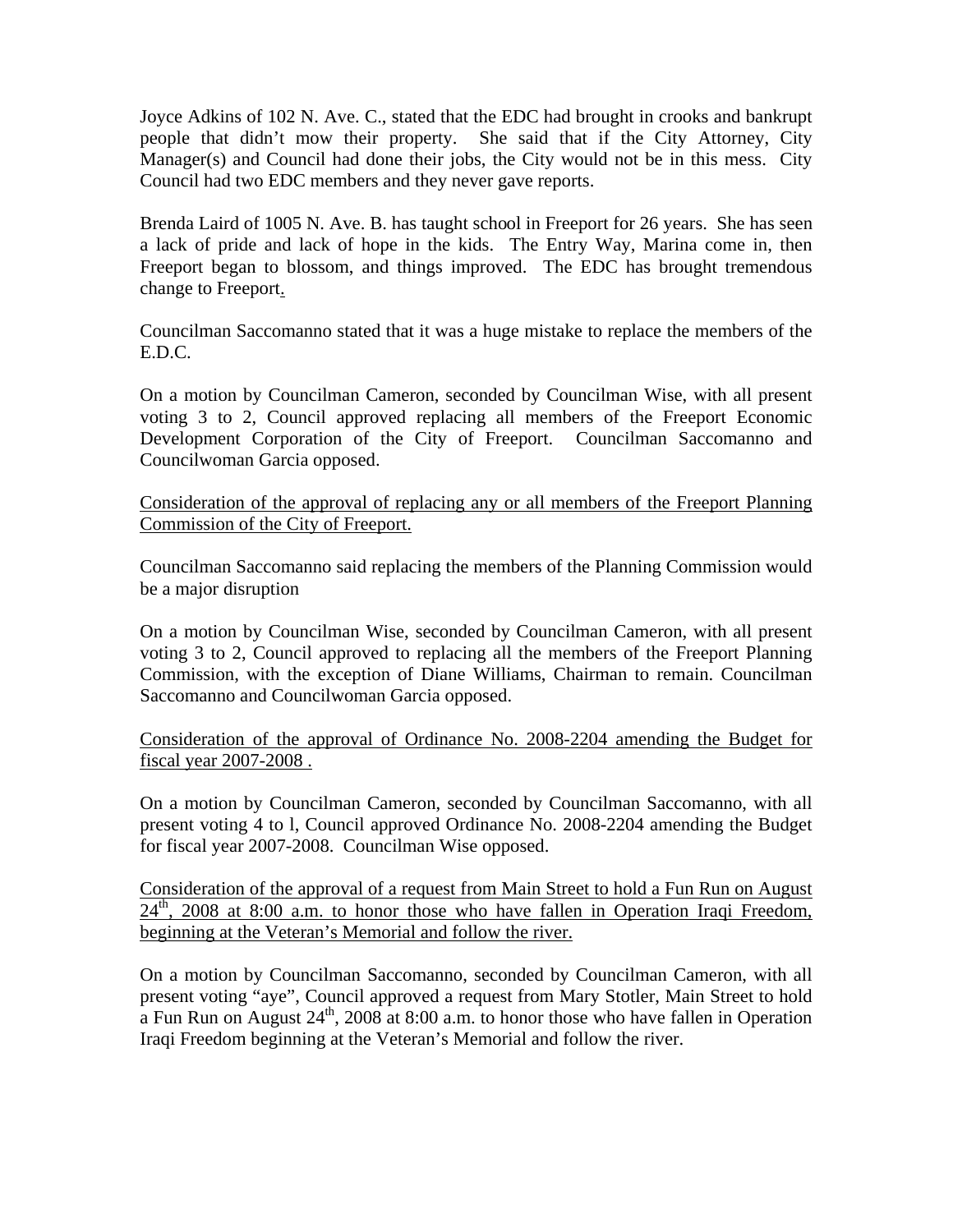Joyce Adkins of 102 N. Ave. C., stated that the EDC had brought in crooks and bankrupt people that didn't mow their property. She said that if the City Attorney, City Manager(s) and Council had done their jobs, the City would not be in this mess. City Council had two EDC members and they never gave reports.

Brenda Laird of 1005 N. Ave. B. has taught school in Freeport for 26 years. She has seen a lack of pride and lack of hope in the kids. The Entry Way, Marina come in, then Freeport began to blossom, and things improved. The EDC has brought tremendous change to Freeport.

Councilman Saccomanno stated that it was a huge mistake to replace the members of the E.D.C.

On a motion by Councilman Cameron, seconded by Councilman Wise, with all present voting 3 to 2, Council approved replacing all members of the Freeport Economic Development Corporation of the City of Freeport. Councilman Saccomanno and Councilwoman Garcia opposed.

Consideration of the approval of replacing any or all members of the Freeport Planning Commission of the City of Freeport.

Councilman Saccomanno said replacing the members of the Planning Commission would be a major disruption

On a motion by Councilman Wise, seconded by Councilman Cameron, with all present voting 3 to 2, Council approved to replacing all the members of the Freeport Planning Commission, with the exception of Diane Williams, Chairman to remain. Councilman Saccomanno and Councilwoman Garcia opposed.

Consideration of the approval of Ordinance No. 2008-2204 amending the Budget for fiscal year 2007-2008 .

On a motion by Councilman Cameron, seconded by Councilman Saccomanno, with all present voting 4 to l, Council approved Ordinance No. 2008-2204 amending the Budget for fiscal year 2007-2008. Councilman Wise opposed.

Consideration of the approval of a request from Main Street to hold a Fun Run on August 24th, 2008 at 8:00 a.m. to honor those who have fallen in Operation Iraqi Freedom, beginning at the Veteran's Memorial and follow the river.

On a motion by Councilman Saccomanno, seconded by Councilman Cameron, with all present voting "aye", Council approved a request from Mary Stotler, Main Street to hold a Fun Run on August 24th, 2008 at 8:00 a.m. to honor those who have fallen in Operation Iraqi Freedom beginning at the Veteran's Memorial and follow the river.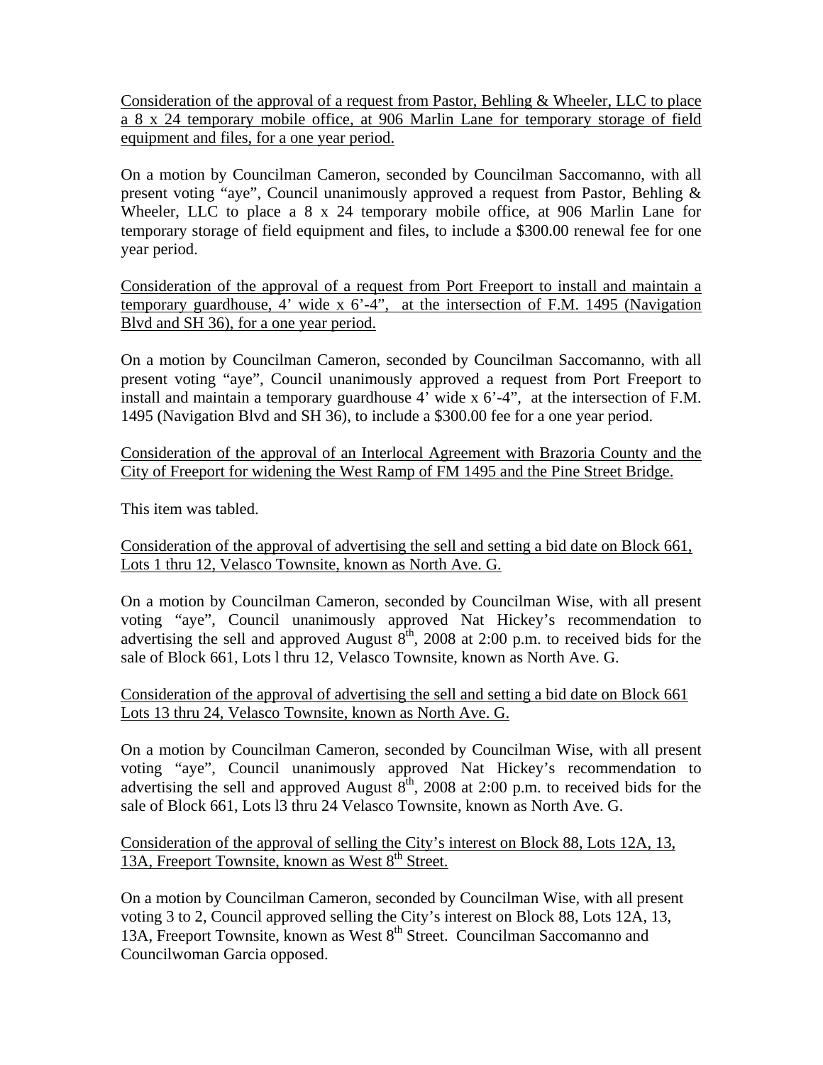Consideration of the approval of a request from Pastor, Behling & Wheeler, LLC to place a 8 x 24 temporary mobile office, at 906 Marlin Lane for temporary storage of field equipment and files, for a one year period.

On a motion by Councilman Cameron, seconded by Councilman Saccomanno, with all present voting "aye", Council unanimously approved a request from Pastor, Behling & Wheeler, LLC to place a 8 x 24 temporary mobile office, at 906 Marlin Lane for temporary storage of field equipment and files, to include a $300.00 renewal fee for one year period.

Consideration of the approval of a request from Port Freeport to install and maintain a temporary guardhouse, 4' wide x 6'-4", at the intersection of F.M. 1495 (Navigation Blvd and SH 36), for a one year period.

On a motion by Councilman Cameron, seconded by Councilman Saccomanno, with all present voting "aye", Council unanimously approved a request from Port Freeport to install and maintain a temporary guardhouse 4' wide x 6'-4", at the intersection of F.M. 1495 (Navigation Blvd and SH 36), to include a $300.00 fee for a one year period.

Consideration of the approval of an Interlocal Agreement with Brazoria County and the City of Freeport for widening the West Ramp of FM 1495 and the Pine Street Bridge.

This item was tabled.

Consideration of the approval of advertising the sell and setting a bid date on Block 661, Lots 1 thru 12, Velasco Townsite, known as North Ave. G.

On a motion by Councilman Cameron, seconded by Councilman Wise, with all present voting "aye", Council unanimously approved Nat Hickey's recommendation to advertising the sell and approved August 8th, 2008 at 2:00 p.m. to received bids for the sale of Block 661, Lots l thru 12, Velasco Townsite, known as North Ave. G.

Consideration of the approval of advertising the sell and setting a bid date on Block 661 Lots 13 thru 24, Velasco Townsite, known as North Ave. G.

On a motion by Councilman Cameron, seconded by Councilman Wise, with all present voting "aye", Council unanimously approved Nat Hickey's recommendation to advertising the sell and approved August 8th, 2008 at 2:00 p.m. to received bids for the sale of Block 661, Lots l3 thru 24 Velasco Townsite, known as North Ave. G.

Consideration of the approval of selling the City's interest on Block 88, Lots 12A, 13, 13A, Freeport Townsite, known as West 8th Street.

On a motion by Councilman Cameron, seconded by Councilman Wise, with all present voting 3 to 2, Council approved selling the City's interest on Block 88, Lots 12A, 13, 13A, Freeport Townsite, known as West 8th Street. Councilman Saccomanno and Councilwoman Garcia opposed.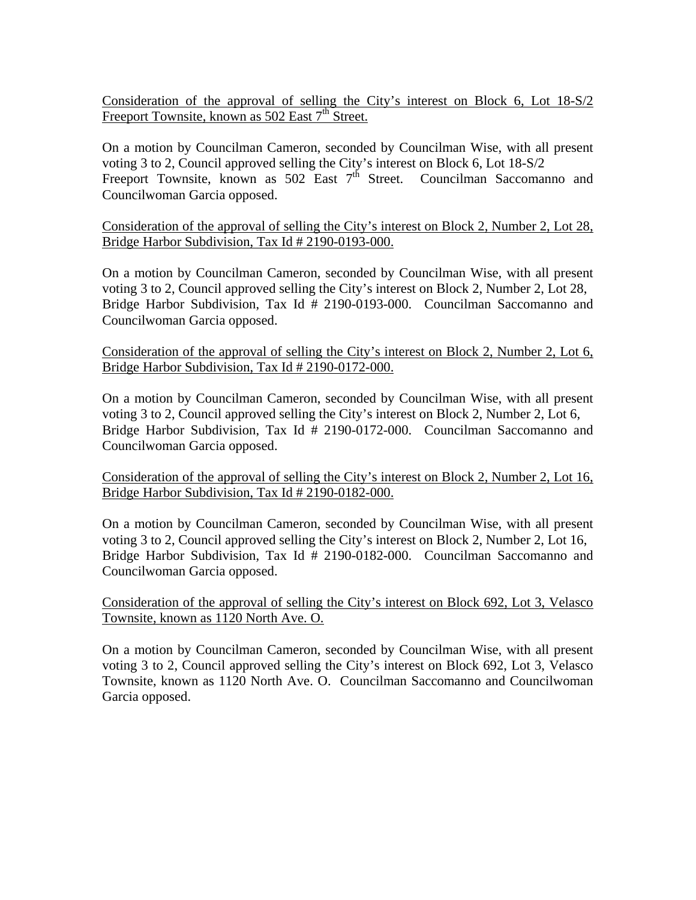Consideration of the approval of selling the City's interest on Block 6, Lot 18-S/2 Freeport Townsite, known as 502 East 7th Street.

On a motion by Councilman Cameron, seconded by Councilman Wise, with all present voting 3 to 2, Council approved selling the City's interest on Block 6, Lot 18-S/2 Freeport Townsite, known as 502 East 7th Street. Councilman Saccomanno and Councilwoman Garcia opposed.

Consideration of the approval of selling the City's interest on Block 2, Number 2, Lot 28, Bridge Harbor Subdivision, Tax Id # 2190-0193-000.

On a motion by Councilman Cameron, seconded by Councilman Wise, with all present voting 3 to 2, Council approved selling the City's interest on Block 2, Number 2, Lot 28, Bridge Harbor Subdivision, Tax Id # 2190-0193-000. Councilman Saccomanno and Councilwoman Garcia opposed.

Consideration of the approval of selling the City's interest on Block 2, Number 2, Lot 6, Bridge Harbor Subdivision, Tax Id # 2190-0172-000.

On a motion by Councilman Cameron, seconded by Councilman Wise, with all present voting 3 to 2, Council approved selling the City's interest on Block 2, Number 2, Lot 6, Bridge Harbor Subdivision, Tax Id # 2190-0172-000. Councilman Saccomanno and Councilwoman Garcia opposed.

Consideration of the approval of selling the City's interest on Block 2, Number 2, Lot 16, Bridge Harbor Subdivision, Tax Id # 2190-0182-000.

On a motion by Councilman Cameron, seconded by Councilman Wise, with all present voting 3 to 2, Council approved selling the City's interest on Block 2, Number 2, Lot 16, Bridge Harbor Subdivision, Tax Id # 2190-0182-000. Councilman Saccomanno and Councilwoman Garcia opposed.

Consideration of the approval of selling the City's interest on Block 692, Lot 3, Velasco Townsite, known as 1120 North Ave. O.

On a motion by Councilman Cameron, seconded by Councilman Wise, with all present voting 3 to 2, Council approved selling the City's interest on Block 692, Lot 3, Velasco Townsite, known as 1120 North Ave. O. Councilman Saccomanno and Councilwoman Garcia opposed.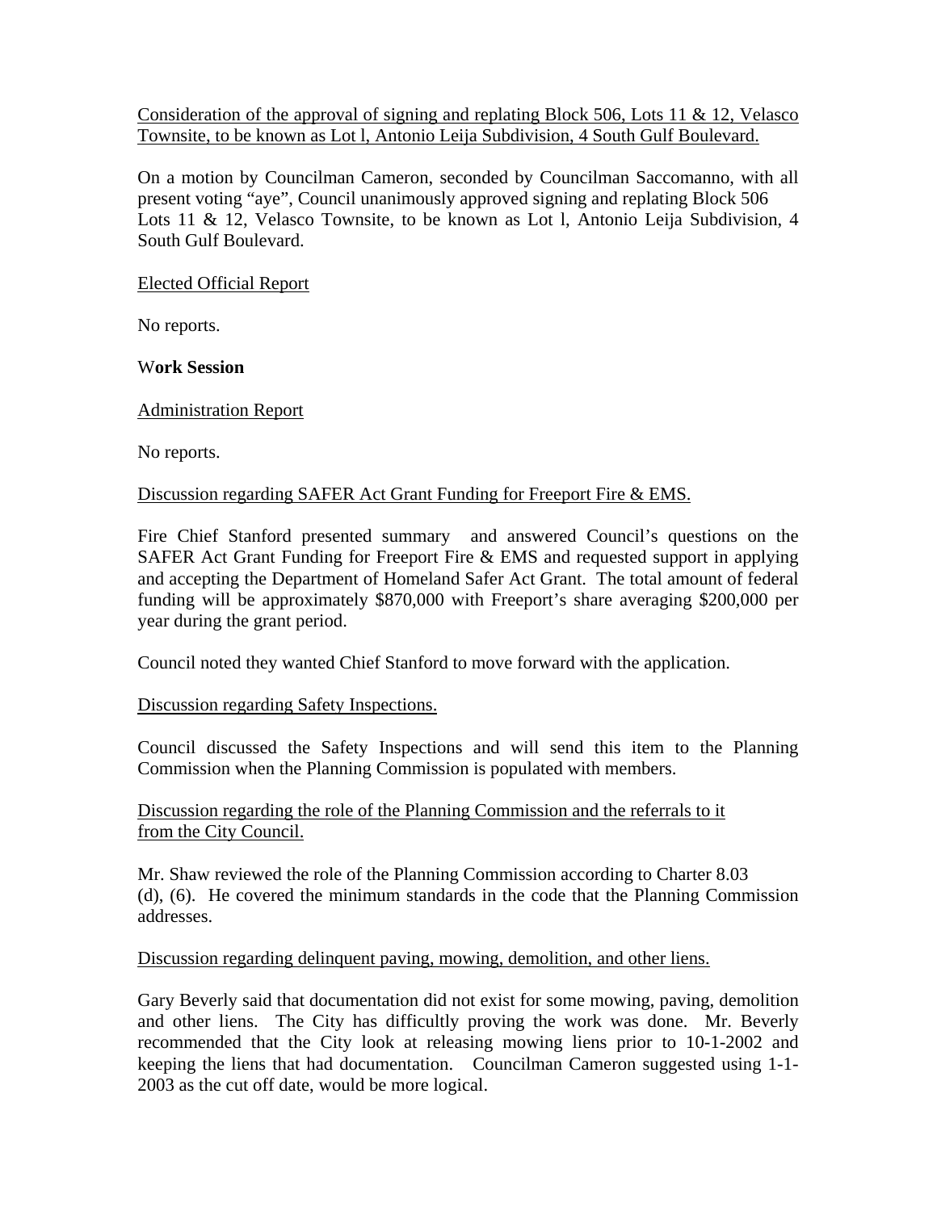Consideration of the approval of signing and replating Block 506, Lots 11 & 12, Velasco Townsite, to be known as Lot l, Antonio Leija Subdivision, 4 South Gulf Boulevard.

On a motion by Councilman Cameron, seconded by Councilman Saccomanno, with all present voting "aye", Council unanimously approved signing and replating Block 506 Lots 11 & 12, Velasco Townsite, to be known as Lot l, Antonio Leija Subdivision, 4 South Gulf Boulevard.

Elected Official Report

No reports.

**Work Session**

Administration Report

No reports.

Discussion regarding SAFER Act Grant Funding for Freeport Fire & EMS.

Fire Chief Stanford presented summary and answered Council's questions on the SAFER Act Grant Funding for Freeport Fire & EMS and requested support in applying and accepting the Department of Homeland Safer Act Grant. The total amount of federal funding will be approximately $870,000 with Freeport's share averaging $200,000 per year during the grant period.

Council noted they wanted Chief Stanford to move forward with the application.

Discussion regarding Safety Inspections.

Council discussed the Safety Inspections and will send this item to the Planning Commission when the Planning Commission is populated with members.

Discussion regarding the role of the Planning Commission and the referrals to it from the City Council.

Mr. Shaw reviewed the role of the Planning Commission according to Charter 8.03 (d), (6). He covered the minimum standards in the code that the Planning Commission addresses.

Discussion regarding delinquent paving, mowing, demolition, and other liens.

Gary Beverly said that documentation did not exist for some mowing, paving, demolition and other liens. The City has difficultly proving the work was done. Mr. Beverly recommended that the City look at releasing mowing liens prior to 10-1-2002 and keeping the liens that had documentation. Councilman Cameron suggested using 1-1-2003 as the cut off date, would be more logical.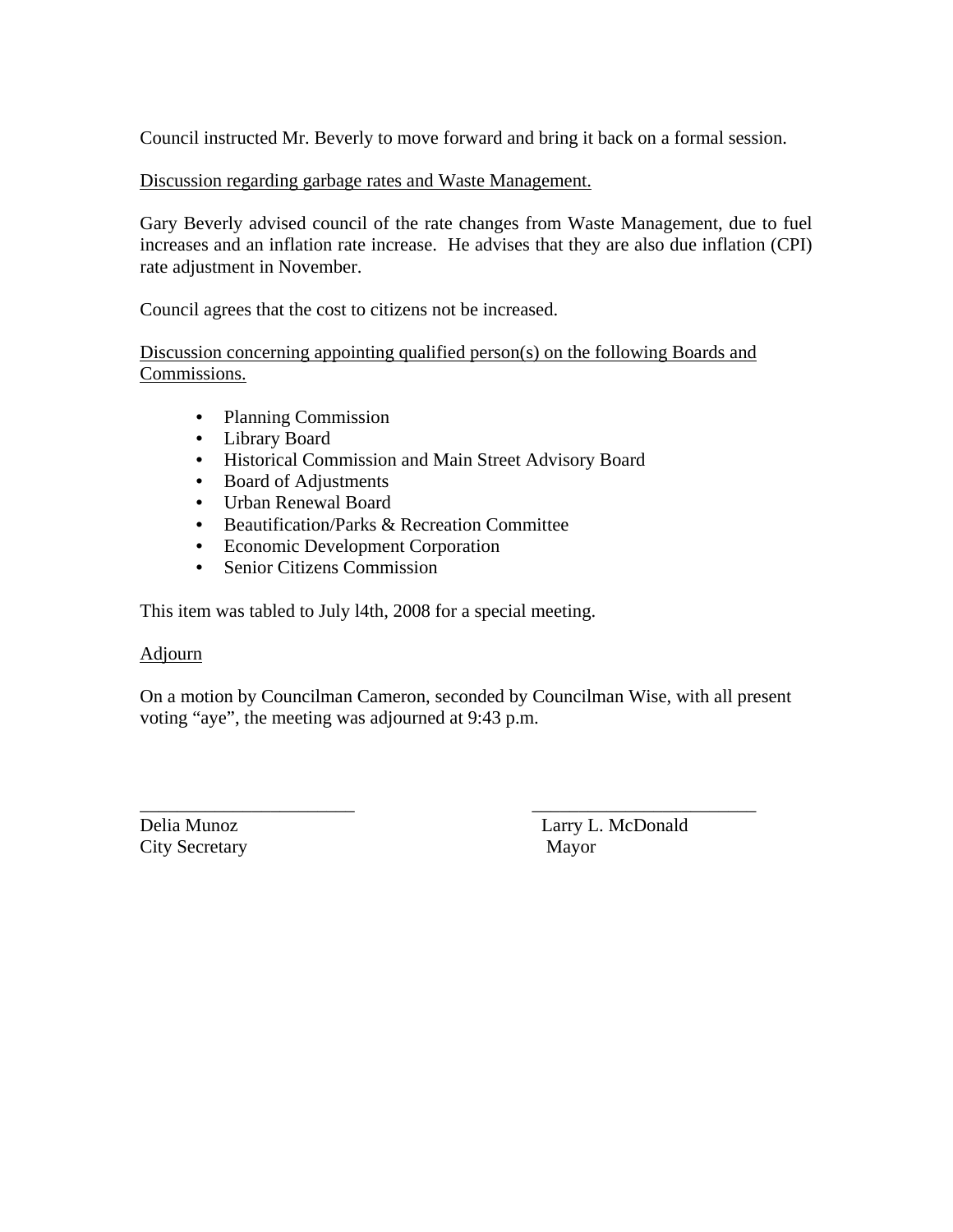Council instructed Mr. Beverly to move forward and bring it back on a formal session.

Discussion regarding garbage rates and Waste Management.

Gary Beverly advised council of the rate changes from Waste Management, due to fuel increases and an inflation rate increase. He advises that they are also due inflation (CPI) rate adjustment in November.

Council agrees that the cost to citizens not be increased.

Discussion concerning appointing qualified person(s) on the following Boards and Commissions.

- Planning Commission
- Library Board
- Historical Commission and Main Street Advisory Board
- Board of Adjustments
- Urban Renewal Board
- Beautification/Parks & Recreation Committee
- Economic Development Corporation
- Senior Citizens Commission

This item was tabled to July l4th, 2008 for a special meeting.

Adjourn

On a motion by Councilman Cameron, seconded by Councilman Wise, with all present voting "aye", the meeting was adjourned at 9:43 p.m.

\_\_\_\_\_\_\_\_\_\_\_\_\_\_\_\_\_\_\_\_\_\_\_\_
Delia Munoz
City Secretary

\_\_\_\_\_\_\_\_\_\_\_\_\_\_\_\_\_\_\_\_\_\_\_\_
Larry L. McDonald
Mayor